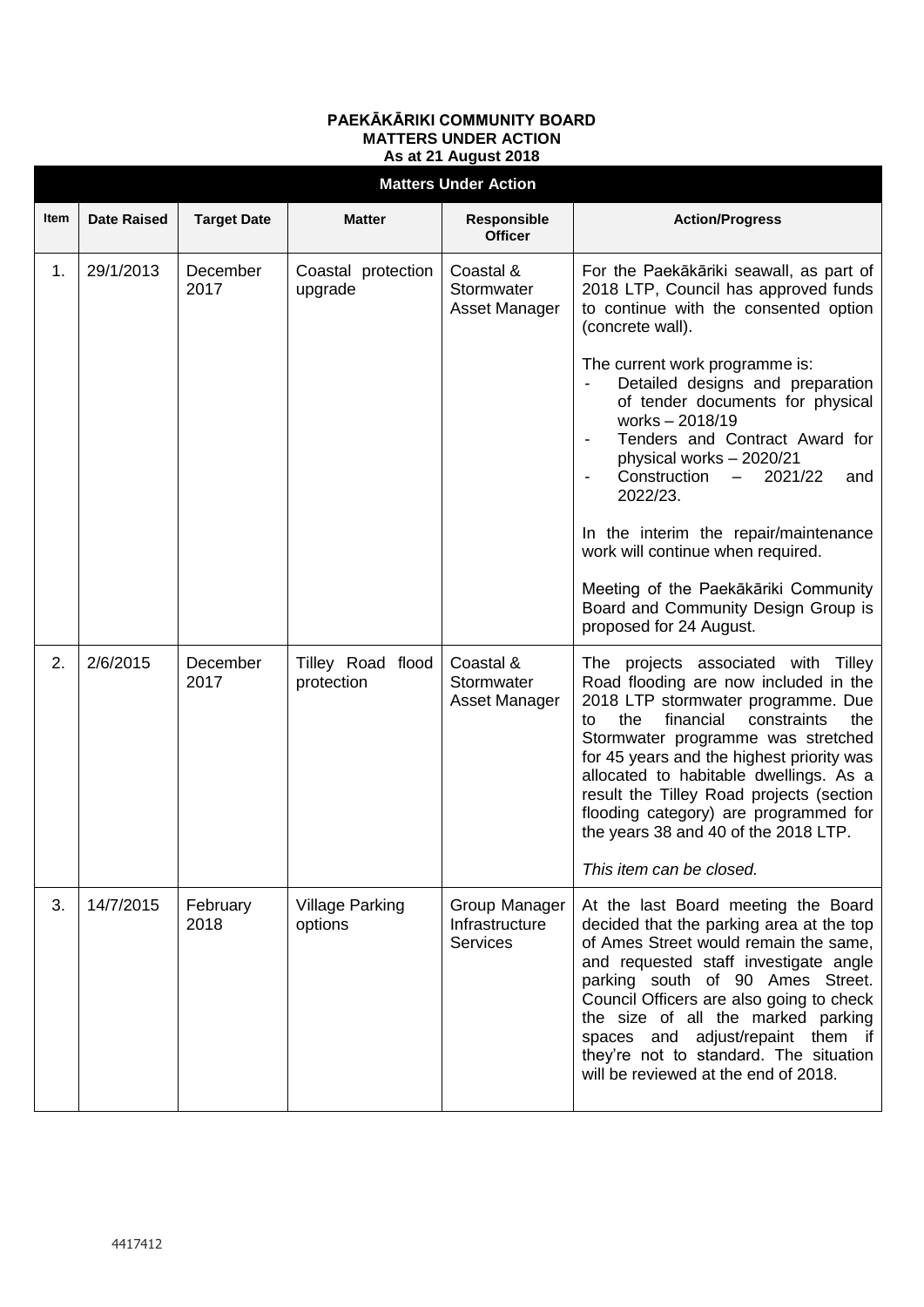**PAEKĀKĀRIKI COMMUNITY BOARD**
**MATTERS UNDER ACTION**
**As at 21 August 2018**

| Item | Date Raised | Target Date | Matter | Responsible Officer | Action/Progress |
|---|---|---|---|---|---|
| 1. | 29/1/2013 | December 2017 | Coastal protection upgrade | Coastal & Stormwater Asset Manager | For the Paekākāriki seawall, as part of 2018 LTP, Council has approved funds to continue with the consented option (concrete wall).<br><br>The current work programme is:<br>- Detailed designs and preparation of tender documents for physical works – 2018/19<br>- Tenders and Contract Award for physical works – 2020/21<br>- Construction – 2021/22 and 2022/23.<br><br>In the interim the repair/maintenance work will continue when required.<br><br>Meeting of the Paekākāriki Community Board and Community Design Group is proposed for 24 August. |
| 2. | 2/6/2015 | December 2017 | Tilley Road flood protection | Coastal & Stormwater Asset Manager | The projects associated with Tilley Road flooding are now included in the 2018 LTP stormwater programme. Due to the financial constraints the Stormwater programme was stretched for 45 years and the highest priority was allocated to habitable dwellings. As a result the Tilley Road projects (section flooding category) are programmed for the years 38 and 40 of the 2018 LTP.<br><br>*This item can be closed.* |
| 3. | 14/7/2015 | February 2018 | Village Parking options | Group Manager Infrastructure Services | At the last Board meeting the Board decided that the parking area at the top of Ames Street would remain the same, and requested staff investigate angle parking south of 90 Ames Street. Council Officers are also going to check the size of all the marked parking spaces and adjust/repaint them if they're not to standard. The situation will be reviewed at the end of 2018. |

4417412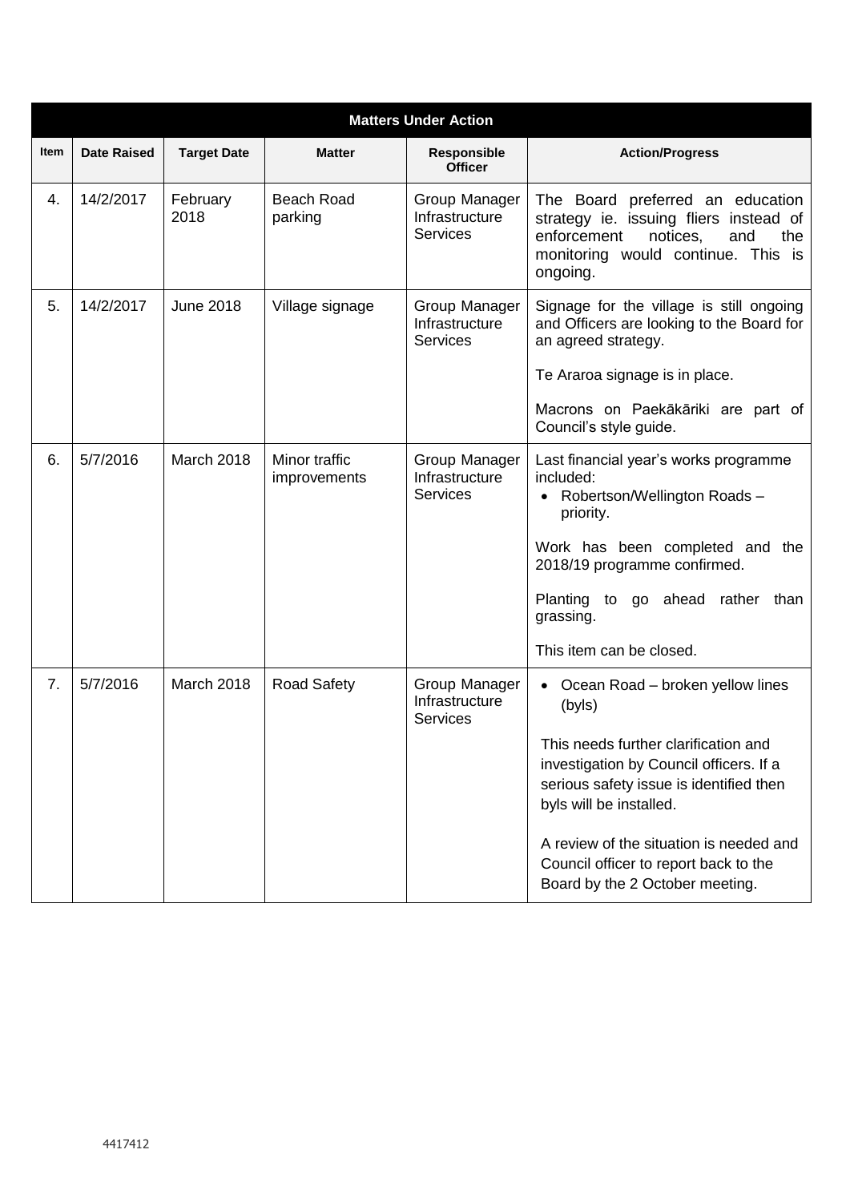| Matters Under Action | | | | | |
|---|---|---|---|---|---|
| **Item** | **Date Raised** | **Target Date** | **Matter** | **Responsible Officer** | **Action/Progress** |
| 4. | 14/2/2017 | February 2018 | Beach Road parking | Group Manager Infrastructure Services | The Board preferred an education strategy ie. issuing fliers instead of enforcement notices, and the monitoring would continue. This is ongoing. |
| 5. | 14/2/2017 | June 2018 | Village signage | Group Manager Infrastructure Services | Signage for the village is still ongoing and Officers are looking to the Board for an agreed strategy.<br><br>Te Araroa signage is in place.<br><br>Macrons on Paekākāriki are part of Council's style guide. |
| 6. | 5/7/2016 | March 2018 | Minor traffic improvements | Group Manager Infrastructure Services | Last financial year's works programme included:<br>• Robertson/Wellington Roads – priority.<br><br>Work has been completed and the 2018/19 programme confirmed.<br><br>Planting to go ahead rather than grassing.<br><br>This item can be closed. |
| 7. | 5/7/2016 | March 2018 | Road Safety | Group Manager Infrastructure Services | • Ocean Road – broken yellow lines (byls)<br><br>This needs further clarification and investigation by Council officers. If a serious safety issue is identified then byls will be installed.<br><br>A review of the situation is needed and Council officer to report back to the Board by the 2 October meeting. |

4417412